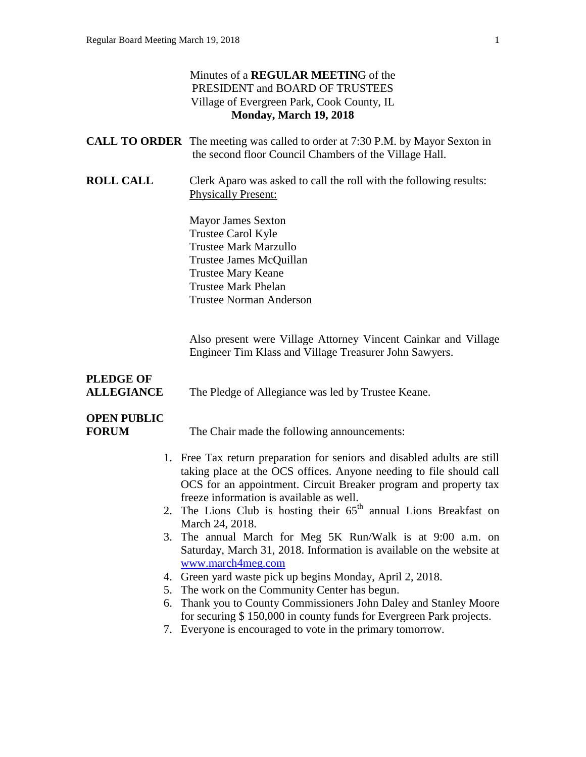Minutes of a **REGULAR MEETING** of the
PRESIDENT and BOARD OF TRUSTEES
Village of Evergreen Park, Cook County, IL
**Monday, March 19, 2018**

**CALL TO ORDER** The meeting was called to order at 7:30 P.M. by Mayor Sexton in the second floor Council Chambers of the Village Hall.

**ROLL CALL** Clerk Aparo was asked to call the roll with the following results:
Physically Present:

Mayor James Sexton
Trustee Carol Kyle
Trustee Mark Marzullo
Trustee James McQuillan
Trustee Mary Keane
Trustee Mark Phelan
Trustee Norman Anderson

Also present were Village Attorney Vincent Cainkar and Village Engineer Tim Klass and Village Treasurer John Sawyers.

**PLEDGE OF ALLEGIANCE** The Pledge of Allegiance was led by Trustee Keane.

**OPEN PUBLIC FORUM** The Chair made the following announcements:

1. Free Tax return preparation for seniors and disabled adults are still taking place at the OCS offices. Anyone needing to file should call OCS for an appointment. Circuit Breaker program and property tax freeze information is available as well.
2. The Lions Club is hosting their 65th annual Lions Breakfast on March 24, 2018.
3. The annual March for Meg 5K Run/Walk is at 9:00 a.m. on Saturday, March 31, 2018. Information is available on the website at www.march4meg.com
4. Green yard waste pick up begins Monday, April 2, 2018.
5. The work on the Community Center has begun.
6. Thank you to County Commissioners John Daley and Stanley Moore for securing $ 150,000 in county funds for Evergreen Park projects.
7. Everyone is encouraged to vote in the primary tomorrow.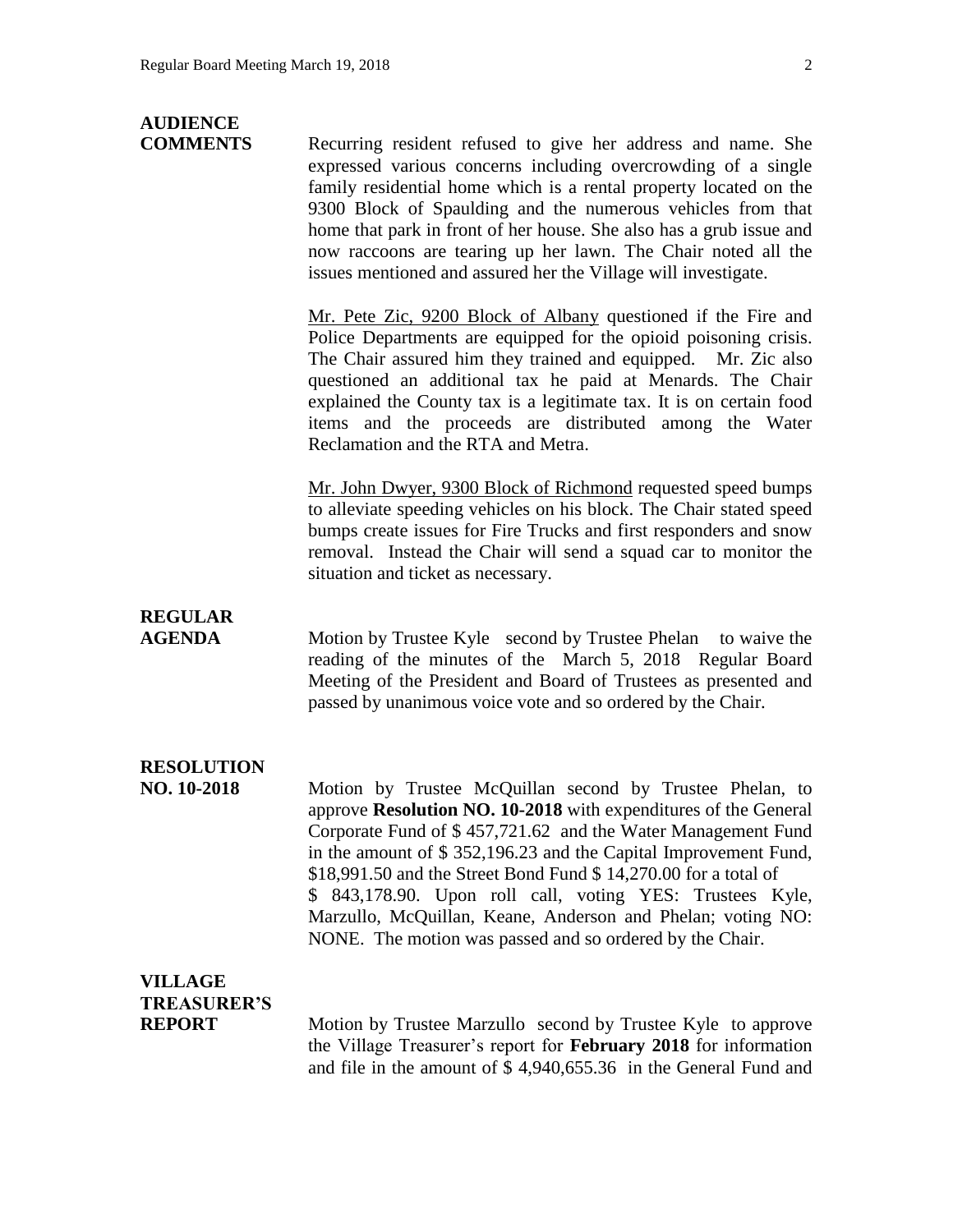**AUDIENCE COMMENTS**

Recurring resident refused to give her address and name. She expressed various concerns including overcrowding of a single family residential home which is a rental property located on the 9300 Block of Spaulding and the numerous vehicles from that home that park in front of her house. She also has a grub issue and now raccoons are tearing up her lawn. The Chair noted all the issues mentioned and assured her the Village will investigate.

<u>Mr. Pete Zic, 9200 Block of Albany</u> questioned if the Fire and Police Departments are equipped for the opioid poisoning crisis. The Chair assured him they trained and equipped. Mr. Zic also questioned an additional tax he paid at Menards. The Chair explained the County tax is a legitimate tax. It is on certain food items and the proceeds are distributed among the Water Reclamation and the RTA and Metra.

<u>Mr. John Dwyer, 9300 Block of Richmond</u> requested speed bumps to alleviate speeding vehicles on his block. The Chair stated speed bumps create issues for Fire Trucks and first responders and snow removal. Instead the Chair will send a squad car to monitor the situation and ticket as necessary.

**REGULAR AGENDA**

Motion by Trustee Kyle second by Trustee Phelan to waive the reading of the minutes of the March 5, 2018 Regular Board Meeting of the President and Board of Trustees as presented and passed by unanimous voice vote and so ordered by the Chair.

**RESOLUTION NO. 10-2018**

Motion by Trustee McQuillan second by Trustee Phelan, to approve **Resolution NO. 10-2018** with expenditures of the General Corporate Fund of $ 457,721.62 and the Water Management Fund in the amount of $ 352,196.23 and the Capital Improvement Fund, $18,991.50 and the Street Bond Fund $ 14,270.00 for a total of $ 843,178.90. Upon roll call, voting YES: Trustees Kyle, Marzullo, McQuillan, Keane, Anderson and Phelan; voting NO: NONE. The motion was passed and so ordered by the Chair.

**VILLAGE TREASURER'S REPORT**

Motion by Trustee Marzullo second by Trustee Kyle to approve the Village Treasurer's report for **February 2018** for information and file in the amount of $ 4,940,655.36 in the General Fund and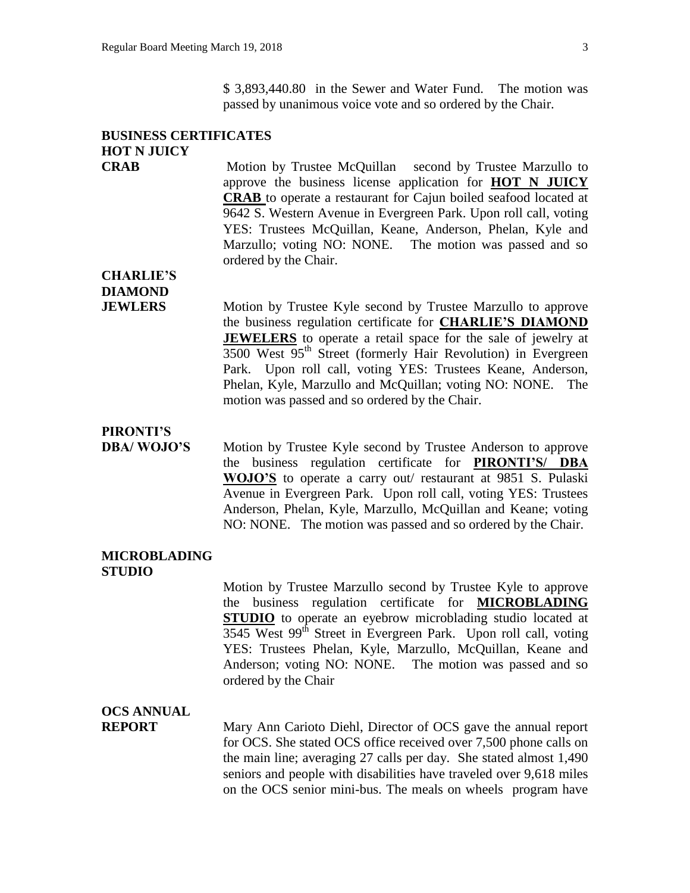$ 3,893,440.80 in the Sewer and Water Fund. The motion was passed by unanimous voice vote and so ordered by the Chair.

**BUSINESS CERTIFICATES**

**HOT N JUICY CRAB**

Motion by Trustee McQuillan second by Trustee Marzullo to approve the business license application for **HOT N JUICY CRAB** to operate a restaurant for Cajun boiled seafood located at 9642 S. Western Avenue in Evergreen Park. Upon roll call, voting YES: Trustees McQuillan, Keane, Anderson, Phelan, Kyle and Marzullo; voting NO: NONE. The motion was passed and so ordered by the Chair.

**CHARLIE'S DIAMOND JEWLERS**

Motion by Trustee Kyle second by Trustee Marzullo to approve the business regulation certificate for **CHARLIE'S DIAMOND JEWELERS** to operate a retail space for the sale of jewelry at 3500 West 95th Street (formerly Hair Revolution) in Evergreen Park. Upon roll call, voting YES: Trustees Keane, Anderson, Phelan, Kyle, Marzullo and McQuillan; voting NO: NONE. The motion was passed and so ordered by the Chair.

**PIRONTI'S DBA/ WOJO'S**

Motion by Trustee Kyle second by Trustee Anderson to approve the business regulation certificate for **PIRONTI'S/ DBA WOJO'S** to operate a carry out/ restaurant at 9851 S. Pulaski Avenue in Evergreen Park. Upon roll call, voting YES: Trustees Anderson, Phelan, Kyle, Marzullo, McQuillan and Keane; voting NO: NONE. The motion was passed and so ordered by the Chair.

**MICROBLADING STUDIO**

Motion by Trustee Marzullo second by Trustee Kyle to approve the business regulation certificate for **MICROBLADING STUDIO** to operate an eyebrow microblading studio located at 3545 West 99th Street in Evergreen Park. Upon roll call, voting YES: Trustees Phelan, Kyle, Marzullo, McQuillan, Keane and Anderson; voting NO: NONE. The motion was passed and so ordered by the Chair

**OCS ANNUAL REPORT**

Mary Ann Carioto Diehl, Director of OCS gave the annual report for OCS. She stated OCS office received over 7,500 phone calls on the main line; averaging 27 calls per day. She stated almost 1,490 seniors and people with disabilities have traveled over 9,618 miles on the OCS senior mini-bus. The meals on wheels program have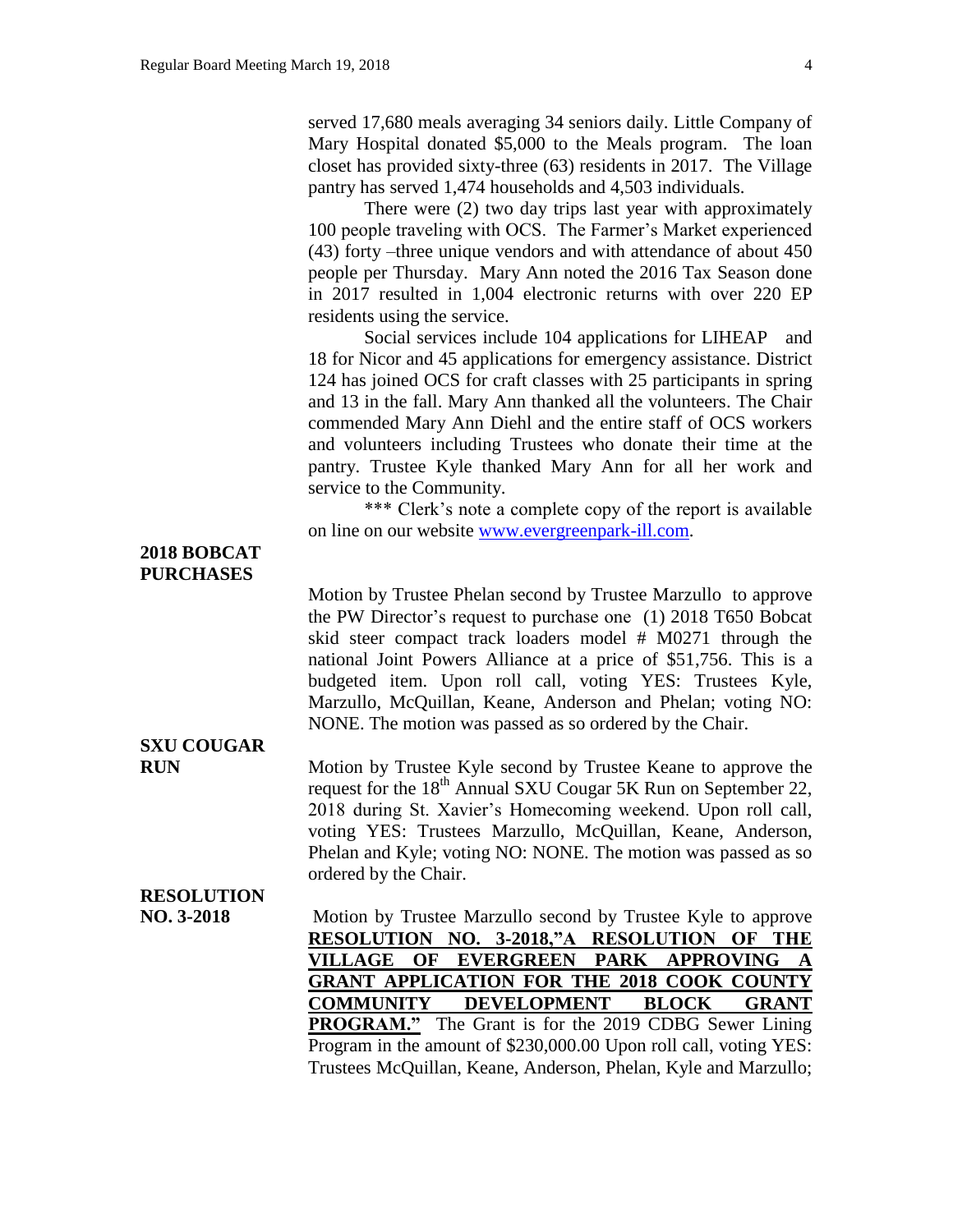served 17,680 meals averaging 34 seniors daily. Little Company of Mary Hospital donated $5,000 to the Meals program. The loan closet has provided sixty-three (63) residents in 2017. The Village pantry has served 1,474 households and 4,503 individuals.

There were (2) two day trips last year with approximately 100 people traveling with OCS. The Farmer's Market experienced (43) forty –three unique vendors and with attendance of about 450 people per Thursday. Mary Ann noted the 2016 Tax Season done in 2017 resulted in 1,004 electronic returns with over 220 EP residents using the service.

Social services include 104 applications for LIHEAP and 18 for Nicor and 45 applications for emergency assistance. District 124 has joined OCS for craft classes with 25 participants in spring and 13 in the fall. Mary Ann thanked all the volunteers. The Chair commended Mary Ann Diehl and the entire staff of OCS workers and volunteers including Trustees who donate their time at the pantry. Trustee Kyle thanked Mary Ann for all her work and service to the Community.

\*\*\* Clerk's note a complete copy of the report is available on line on our website www.evergreenpark-ill.com.

**2018 BOBCAT PURCHASES**

Motion by Trustee Phelan second by Trustee Marzullo to approve the PW Director's request to purchase one (1) 2018 T650 Bobcat skid steer compact track loaders model # M0271 through the national Joint Powers Alliance at a price of $51,756. This is a budgeted item. Upon roll call, voting YES: Trustees Kyle, Marzullo, McQuillan, Keane, Anderson and Phelan; voting NO: NONE. The motion was passed as so ordered by the Chair.

**SXU COUGAR RUN**

Motion by Trustee Kyle second by Trustee Keane to approve the request for the 18th Annual SXU Cougar 5K Run on September 22, 2018 during St. Xavier's Homecoming weekend. Upon roll call, voting YES: Trustees Marzullo, McQuillan, Keane, Anderson, Phelan and Kyle; voting NO: NONE. The motion was passed as so ordered by the Chair.

**RESOLUTION NO. 3-2018**

Motion by Trustee Marzullo second by Trustee Kyle to approve **RESOLUTION NO. 3-2018,"A RESOLUTION OF THE VILLAGE OF EVERGREEN PARK APPROVING A GRANT APPLICATION FOR THE 2018 COOK COUNTY COMMUNITY DEVELOPMENT BLOCK GRANT PROGRAM."** The Grant is for the 2019 CDBG Sewer Lining Program in the amount of $230,000.00 Upon roll call, voting YES: Trustees McQuillan, Keane, Anderson, Phelan, Kyle and Marzullo;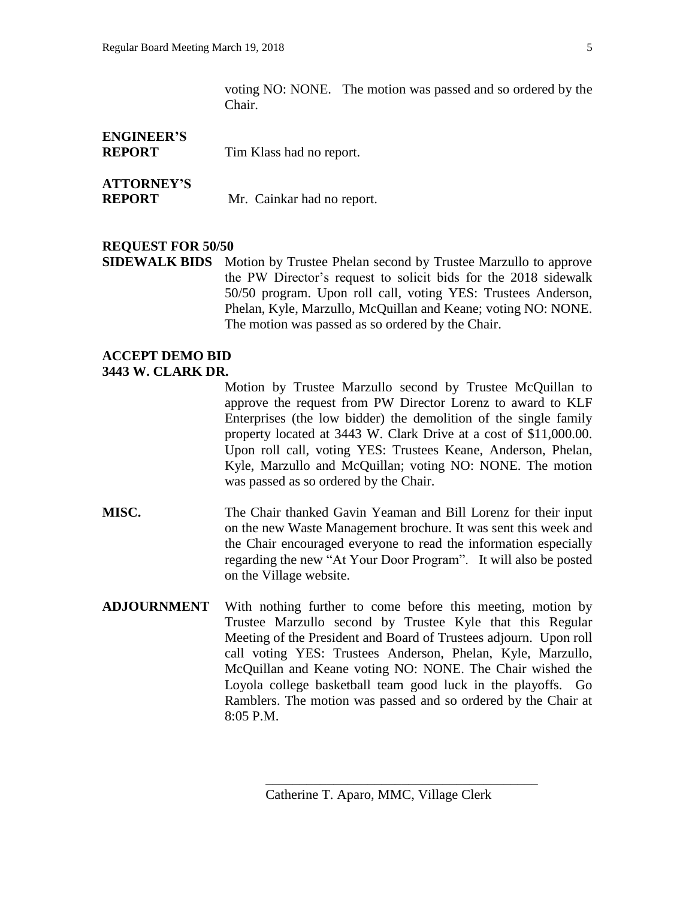voting NO: NONE. The motion was passed and so ordered by the Chair.

**ENGINEER'S REPORT** Tim Klass had no report.

**ATTORNEY'S REPORT** Mr. Cainkar had no report.

**REQUEST FOR 50/50 SIDEWALK BIDS** Motion by Trustee Phelan second by Trustee Marzullo to approve the PW Director's request to solicit bids for the 2018 sidewalk 50/50 program. Upon roll call, voting YES: Trustees Anderson, Phelan, Kyle, Marzullo, McQuillan and Keane; voting NO: NONE. The motion was passed as so ordered by the Chair.

**ACCEPT DEMO BID 3443 W. CLARK DR.**

Motion by Trustee Marzullo second by Trustee McQuillan to approve the request from PW Director Lorenz to award to KLF Enterprises (the low bidder) the demolition of the single family property located at 3443 W. Clark Drive at a cost of $11,000.00. Upon roll call, voting YES: Trustees Keane, Anderson, Phelan, Kyle, Marzullo and McQuillan; voting NO: NONE. The motion was passed as so ordered by the Chair.

**MISC.** The Chair thanked Gavin Yeaman and Bill Lorenz for their input on the new Waste Management brochure. It was sent this week and the Chair encouraged everyone to read the information especially regarding the new "At Your Door Program". It will also be posted on the Village website.

**ADJOURNMENT** With nothing further to come before this meeting, motion by Trustee Marzullo second by Trustee Kyle that this Regular Meeting of the President and Board of Trustees adjourn. Upon roll call voting YES: Trustees Anderson, Phelan, Kyle, Marzullo, McQuillan and Keane voting NO: NONE. The Chair wished the Loyola college basketball team good luck in the playoffs. Go Ramblers. The motion was passed and so ordered by the Chair at 8:05 P.M.

\_\_\_\_\_\_\_\_\_\_\_\_\_\_\_\_\_\_\_\_\_\_\_\_\_\_\_\_\_\_\_\_\_\_\_\_\_\_\_\_

Catherine T. Aparo, MMC, Village Clerk